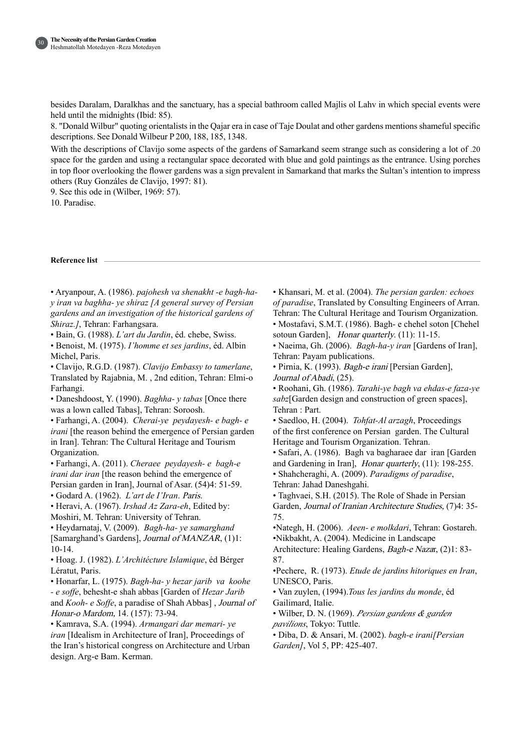besides Daralam, Daralkhas and the sanctuary, has a special bathroom called Majlis ol Lahv in which special events were held until the midnights (Ibid: 85).

8. "Donald Wilbur" quoting orientalists in the Qajar era in case of Taje Doulat and other gardens mentions shameful specific descriptions. See Donald Wilbeur P 200, 188, 185, 1348.

With the descriptions of Clavijo some aspects of the gardens of Samarkand seem strange such as considering a lot of .20 space for the garden and using a rectangular space decorated with blue and gold paintings as the entrance. Using porches in top floor overlooking the flower gardens was a sign prevalent in Samarkand that marks the Sultan's intention to impress others (Ruy Gonzáles de Clavijo, 1997: 81).

9. See this ode in (Wilber, 1969: 57).

10. Paradise.

**Reference list**

- Aryanpour, A. (1986). *pajohesh va shenakht -e bagh-ha-y iran va baghha- ye shiraz [A general survey of Persian gardens and an investigation of the historical gardens of Shiraz.]*, Tehran: Farhangsara.
- Bain, G. (1988). *L'art du Jardin*, éd. chebe, Swiss.
- Benoist, M. (1975). *I'homme et ses jardins*, éd. Albin Michel, Paris.
- Clavijo, R.G.D. (1987). *Clavijo Embassy to tamerlane*, Translated by Rajabnia, M. , 2nd edition, Tehran: Elmi-o Farhangi.
- Daneshdoost, Y. (1990). *Baghha- y tabas* [Once there was a lown called Tabas], Tehran: Soroosh.
- Farhangi, A. (2004). *Cherai-ye peydayesh- e bagh- e irani* [the reason behind the emergence of Persian garden in Iran]. Tehran: The Cultural Heritage and Tourism Organization.
- Farhangi, A. (2011). *Cheraee peydayesh- e bagh-e irani dar iran* [the reason behind the emergence of Persian garden in Iran], Journal of Asar. (54)4: 51-59.
- Godard A. (1962). *L'art de I'Iran*. *Paris.*
- Heravi, A. (1967). *Irshad Az Zara-eh*, Edited by: Moshiri, M. Tehran: University of Tehran.
- Heydarnataj, V. (2009). *Bagh-ha- ye samarghand* [Samarghand's Gardens], *Journal of MANZAR*, (1)1: 10-14.
- Hoag. J. (1982). *L'Archítécture Islamique*, éd Bérger Lératut, Paris.
- Honarfar, L. (1975). *Bagh-ha- y hezar jarib va koohe - e soffe*, behesht-e shah abbas [Garden of *Hezar Jarib* and *Kooh- e Soffe*, a paradise of Shah Abbas] , *Journal of Honar-o Mardom,* 14. (157): 73-94.
- Kamrava, S.A. (1994). *Armangari dar memari- ye iran* [Idealism in Architecture of Iran], Proceedings of the Iran's historical congress on Architecture and Urban design. Arg-e Bam. Kerman.
- Khansari, M. et al. (2004). *The persian garden: echoes of paradise*, Translated by Consulting Engineers of Arran. Tehran: The Cultural Heritage and Tourism Organization.
- Mostafavi, S.M.T. (1986). Bagh- e chehel soton [Chehel sotoun Garden], *Honar quarterly*. (11): 11-15.
- Naeima, Gh. (2006). *Bagh-ha-y iran* [Gardens of Iran], Tehran: Payam publications.
- Pirnia, K. (1993). *Bagh-e irani* [Persian Garden], *Journal of Abadi*, (25).
- Roohani, Gh. (1986). *Tarahi-ye bagh va ehdas-e faza-ye sabz*[Garden design and construction of green spaces], Tehran : Part.
- Saedloo, H. (2004). *Tohfat-Al arzagh*, Proceedings of the first conference on Persian garden. The Cultural Heritage and Tourism Organization. Tehran.
- Safari, A. (1986). Bagh va bagharaee dar iran [Garden and Gardening in Iran], *Honar quarterly*, (11): 198-255.
- Shahcheraghi, A. (2009). *Paradigms of paradise*, Tehran: Jahad Daneshgahi.
- Taghvaei, S.H. (2015). The Role of Shade in Persian Garden, *Journal of Iranian Architecture Studies,* (7)4: 35-75.
- Nategh, H. (2006). *Aeen- e molkdari*, Tehran: Gostareh.
- Nikbakht, A. (2004). Medicine in Landscape Architecture: Healing Gardens, *Bagh-e Nazar*, (2)1: 83-87.
- Pechere, R. (1973). *Etude de jardins hitoriques en Iran*, UNESCO, Paris.
- Van zuylen, (1994).*Tous les jardins du monde*, éd Gailimard, Italie.
- Wilber, D. N. (1969). *Persian gardens & garden pavilions*, Tokyo: Tuttle.
- Diba, D. & Ansari, M. (2002). *bagh-e irani[Persian Garden]*, Vol 5, PP: 425-407.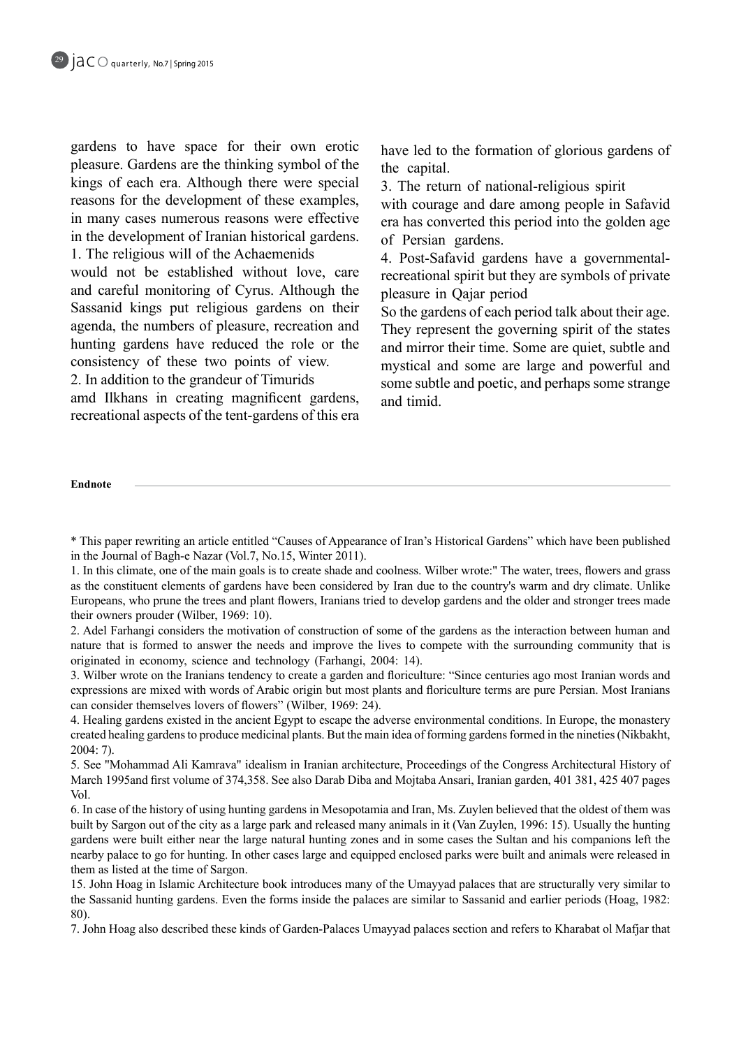gardens to have space for their own erotic pleasure. Gardens are the thinking symbol of the kings of each era. Although there were special reasons for the development of these examples, in many cases numerous reasons were effective in the development of Iranian historical gardens.

1. The religious will of the Achaemenids would not be established without love, care and careful monitoring of Cyrus. Although the Sassanid kings put religious gardens on their agenda, the numbers of pleasure, recreation and hunting gardens have reduced the role or the consistency of these two points of view.

2. In addition to the grandeur of Timurids amd Ilkhans in creating magnificent gardens, recreational aspects of the tent-gardens of this era have led to the formation of glorious gardens of the capital.

3. The return of national-religious spirit with courage and dare among people in Safavid era has converted this period into the golden age of Persian gardens.

4. Post-Safavid gardens have a governmental-recreational spirit but they are symbols of private pleasure in Qajar period

So the gardens of each period talk about their age. They represent the governing spirit of the states and mirror their time. Some are quiet, subtle and mystical and some are large and powerful and some subtle and poetic, and perhaps some strange and timid.

**Endnote**

* This paper rewriting an article entitled "Causes of Appearance of Iran's Historical Gardens" which have been published in the Journal of Bagh-e Nazar (Vol.7, No.15, Winter 2011).

1. In this climate, one of the main goals is to create shade and coolness. Wilber wrote:" The water, trees, flowers and grass as the constituent elements of gardens have been considered by Iran due to the country's warm and dry climate. Unlike Europeans, who prune the trees and plant flowers, Iranians tried to develop gardens and the older and stronger trees made their owners prouder (Wilber, 1969: 10).

2. Adel Farhangi considers the motivation of construction of some of the gardens as the interaction between human and nature that is formed to answer the needs and improve the lives to compete with the surrounding community that is originated in economy, science and technology (Farhangi, 2004: 14).

3. Wilber wrote on the Iranians tendency to create a garden and floriculture: "Since centuries ago most Iranian words and expressions are mixed with words of Arabic origin but most plants and floriculture terms are pure Persian. Most Iranians can consider themselves lovers of flowers" (Wilber, 1969: 24).

4. Healing gardens existed in the ancient Egypt to escape the adverse environmental conditions. In Europe, the monastery created healing gardens to produce medicinal plants. But the main idea of forming gardens formed in the nineties (Nikbakht, 2004: 7).

5. See "Mohammad Ali Kamrava" idealism in Iranian architecture, Proceedings of the Congress Architectural History of March 1995and first volume of 374,358. See also Darab Diba and Mojtaba Ansari, Iranian garden, 401 381, 425 407 pages Vol.

6. In case of the history of using hunting gardens in Mesopotamia and Iran, Ms. Zuylen believed that the oldest of them was built by Sargon out of the city as a large park and released many animals in it (Van Zuylen, 1996: 15). Usually the hunting gardens were built either near the large natural hunting zones and in some cases the Sultan and his companions left the nearby palace to go for hunting. In other cases large and equipped enclosed parks were built and animals were released in them as listed at the time of Sargon.

15. John Hoag in Islamic Architecture book introduces many of the Umayyad palaces that are structurally very similar to the Sassanid hunting gardens. Even the forms inside the palaces are similar to Sassanid and earlier periods (Hoag, 1982: 80).

7. John Hoag also described these kinds of Garden-Palaces Umayyad palaces section and refers to Kharabat ol Mafjar that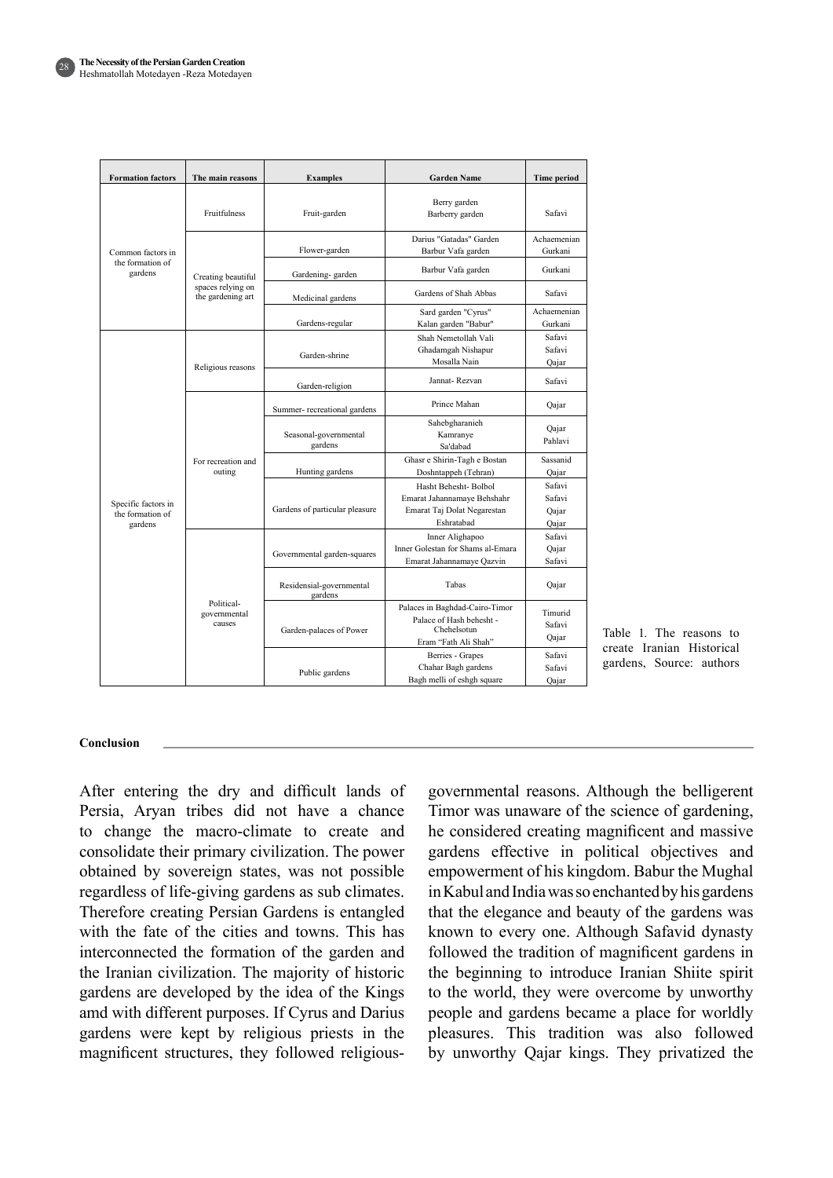| Formation factors | The main reasons | Examples | Garden Name | Time period |
|---|---|---|---|---|
| Common factors in the formation of gardens | Fruitfulness | Fruit-garden | Berry garden<br>Barberry garden | Safavi |
| | Creating beautiful spaces relying on the gardening art | Flower-garden | Darius "Gatadas" Garden<br>Barbur Vafa garden | Achaemenian<br>Gurkani |
| | | Gardening- garden | Barbur Vafa garden | Gurkani |
| | | Medicinal gardens | Gardens of Shah Abbas | Safavi |
| | | Gardens-regular | Sard garden "Cyrus"<br>Kalan garden "Babur" | Achaemenian<br>Gurkani |
| Specific factors in the formation of gardens | Religious reasons | Garden-shrine | Shah Nemetollah Vali<br>Ghadamgah Nishapur<br>Mosalla Nain | Safavi<br>Safavi<br>Qajar |
| | | Garden-religion | Jannat- Rezvan | Safavi |
| | For recreation and outing | Summer- recreational gardens | Prince Mahan | Qajar |
| | | Seasonal-governmental gardens | Sahebgharanieh<br>Kamranye<br>Sa'dabad | Qajar<br>Pahlavi |
| | | Hunting gardens | Ghasr e Shirin-Tagh e Bostan<br>Doshntappeh (Tehran) | Sassanid<br>Qajar |
| | | Gardens of particular pleasure | Hasht Behesht- Bolbol<br>Emarat Jahannamaye Behshahr<br>Emarat Taj Dolat Negarestan<br>Eshratabad | Safavi<br>Safavi<br>Qajar<br>Qajar |
| | Political-governmental causes | Governmental garden-squares | Inner Alighapoo<br>Inner Golestan for Shams al-Emara<br>Emarat Jahannamaye Qazvin | Safavi<br>Qajar<br>Safavi |
| | | Residensial-governmental gardens | Tabas | Qajar |
| | | Garden-palaces of Power | Palaces in Baghdad-Cairo-Timor<br>Palace of Hash behesht - Chehelsotun<br>Eram "Fath Ali Shah" | Timurid<br>Safavi<br>Qajar |
| | | Public gardens | Berries - Grapes<br>Chahar Bagh gardens<br>Bagh melli of eshgh square | Safavi<br>Safavi<br>Qajar |

Table 1. The reasons to create Iranian Historical gardens, Source: authors

**Conclusion**

After entering the dry and difficult lands of Persia, Aryan tribes did not have a chance to change the macro-climate to create and consolidate their primary civilization. The power obtained by sovereign states, was not possible regardless of life-giving gardens as sub climates. Therefore creating Persian Gardens is entangled with the fate of the cities and towns. This has interconnected the formation of the garden and the Iranian civilization. The majority of historic gardens are developed by the idea of the Kings amd with different purposes. If Cyrus and Darius gardens were kept by religious priests in the magnificent structures, they followed religious-governmental reasons. Although the belligerent Timor was unaware of the science of gardening, he considered creating magnificent and massive gardens effective in political objectives and empowerment of his kingdom. Babur the Mughal in Kabul and India was so enchanted by his gardens that the elegance and beauty of the gardens was known to every one. Although Safavid dynasty followed the tradition of magnificent gardens in the beginning to introduce Iranian Shiite spirit to the world, they were overcome by unworthy people and gardens became a place for worldly pleasures. This tradition was also followed by unworthy Qajar kings. They privatized the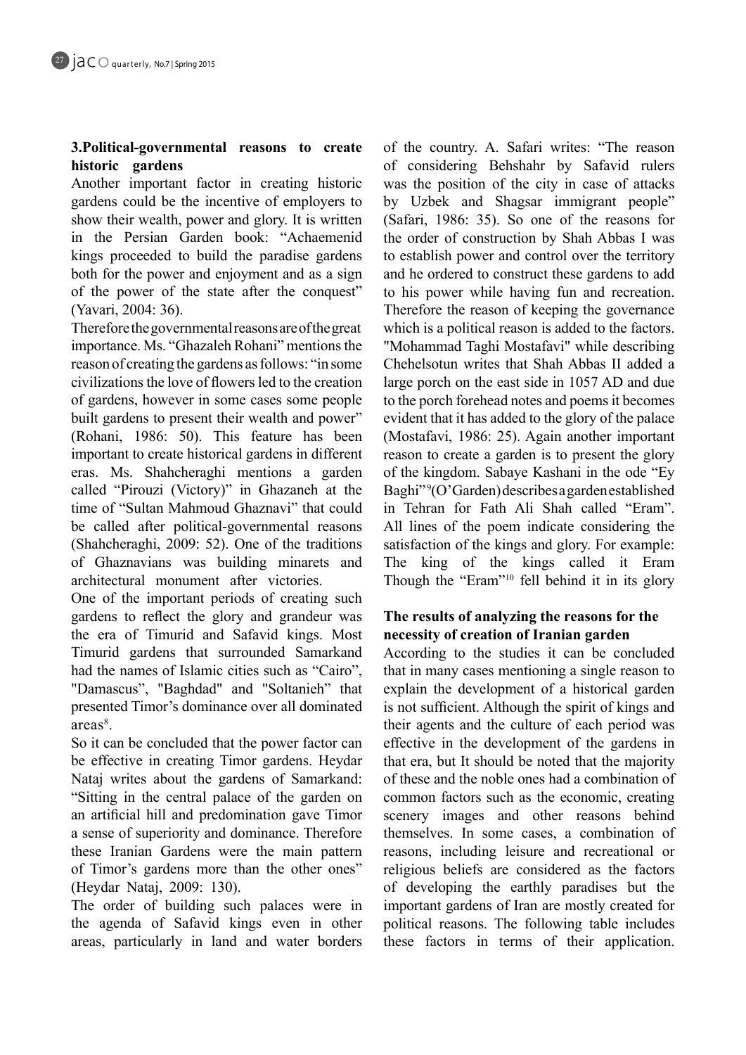### 3.Political-governmental reasons to create historic gardens

Another important factor in creating historic gardens could be the incentive of employers to show their wealth, power and glory. It is written in the Persian Garden book: "Achaemenid kings proceeded to build the paradise gardens both for the power and enjoyment and as a sign of the power of the state after the conquest" (Yavari, 2004: 36).

Therefore the governmental reasons are of the great importance. Ms. "Ghazaleh Rohani" mentions the reason of creating the gardens as follows: "in some civilizations the love of flowers led to the creation of gardens, however in some cases some people built gardens to present their wealth and power" (Rohani, 1986: 50). This feature has been important to create historical gardens in different eras. Ms. Shahcheraghi mentions a garden called "Pirouzi (Victory)" in Ghazaneh at the time of "Sultan Mahmoud Ghaznavi" that could be called after political-governmental reasons (Shahcheraghi, 2009: 52). One of the traditions of Ghaznavians was building minarets and architectural monument after victories.

One of the important periods of creating such gardens to reflect the glory and grandeur was the era of Timurid and Safavid kings. Most Timurid gardens that surrounded Samarkand had the names of Islamic cities such as "Cairo", "Damascus", "Baghdad" and "Soltanieh" that presented Timor's dominance over all dominated areas[8].

So it can be concluded that the power factor can be effective in creating Timor gardens. Heydar Nataj writes about the gardens of Samarkand: "Sitting in the central palace of the garden on an artificial hill and predomination gave Timor a sense of superiority and dominance. Therefore these Iranian Gardens were the main pattern of Timor's gardens more than the other ones" (Heydar Nataj, 2009: 130).

The order of building such palaces were in the agenda of Safavid kings even in other areas, particularly in land and water borders of the country. A. Safari writes: "The reason of considering Behshahr by Safavid rulers was the position of the city in case of attacks by Uzbek and Shagsar immigrant people" (Safari, 1986: 35). So one of the reasons for the order of construction by Shah Abbas I was to establish power and control over the territory and he ordered to construct these gardens to add to his power while having fun and recreation. Therefore the reason of keeping the governance which is a political reason is added to the factors. "Mohammad Taghi Mostafavi" while describing Chehelsotun writes that Shah Abbas II added a large porch on the east side in 1057 AD and due to the porch forehead notes and poems it becomes evident that it has added to the glory of the palace (Mostafavi, 1986: 25). Again another important reason to create a garden is to present the glory of the kingdom. Sabaye Kashani in the ode "Ey Baghi"[9](O'Garden) describes a garden established in Tehran for Fath Ali Shah called "Eram". All lines of the poem indicate considering the satisfaction of the kings and glory. For example:

The king of the kings called it Eram
Though the "Eram"[10] fell behind it in its glory

### The results of analyzing the reasons for the necessity of creation of Iranian garden

According to the studies it can be concluded that in many cases mentioning a single reason to explain the development of a historical garden is not sufficient. Although the spirit of kings and their agents and the culture of each period was effective in the development of the gardens in that era, but It should be noted that the majority of these and the noble ones had a combination of common factors such as the economic, creating scenery images and other reasons behind themselves. In some cases, a combination of reasons, including leisure and recreational or religious beliefs are considered as the factors of developing the earthly paradises but the important gardens of Iran are mostly created for political reasons. The following table includes these factors in terms of their application.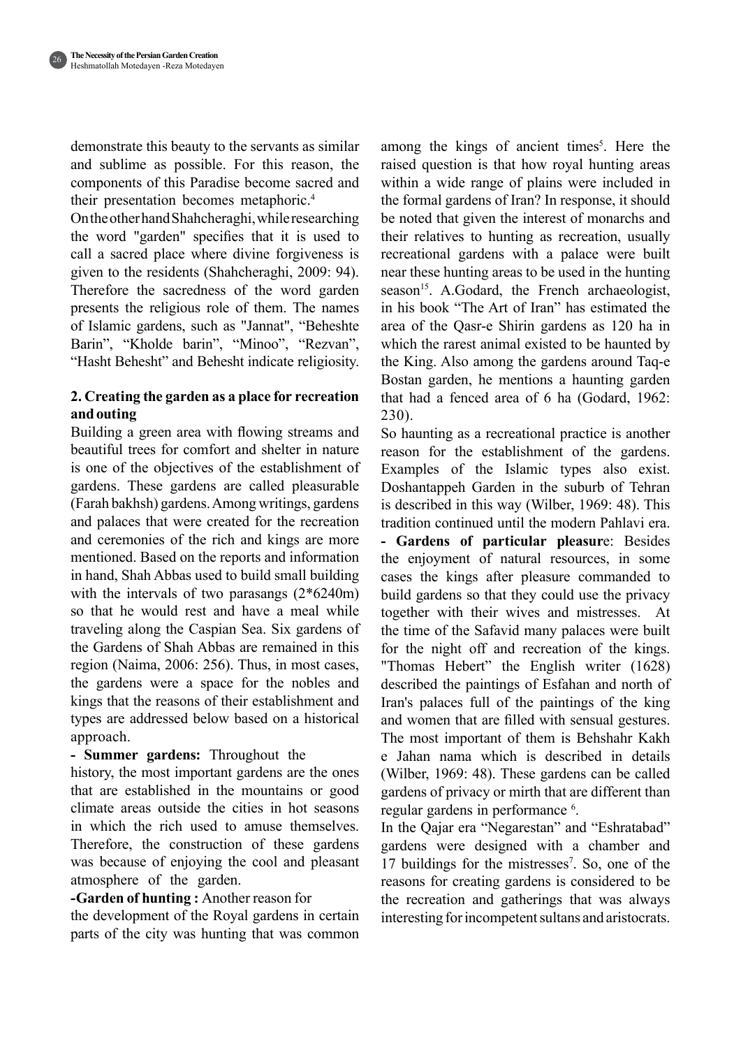demonstrate this beauty to the servants as similar and sublime as possible. For this reason, the components of this Paradise become sacred and their presentation becomes metaphoric.[4]

On the other hand Shahcheraghi, while researching the word "garden" specifies that it is used to call a sacred place where divine forgiveness is given to the residents (Shahcheraghi, 2009: 94). Therefore the sacredness of the word garden presents the religious role of them. The names of Islamic gardens, such as "Jannat", "Beheshte Barin", "Kholde barin", "Minoo", "Rezvan", "Hasht Behesht" and Behesht indicate religiosity.

## 2. Creating the garden as a place for recreation and outing

Building a green area with flowing streams and beautiful trees for comfort and shelter in nature is one of the objectives of the establishment of gardens. These gardens are called pleasurable (Farah bakhsh) gardens. Among writings, gardens and palaces that were created for the recreation and ceremonies of the rich and kings are more mentioned. Based on the reports and information in hand, Shah Abbas used to build small building with the intervals of two parasangs (2*6240m) so that he would rest and have a meal while traveling along the Caspian Sea. Six gardens of the Gardens of Shah Abbas are remained in this region (Naima, 2006: 256). Thus, in most cases, the gardens were a space for the nobles and kings that the reasons of their establishment and types are addressed below based on a historical approach.

**- Summer gardens:** Throughout the history, the most important gardens are the ones that are established in the mountains or good climate areas outside the cities in hot seasons in which the rich used to amuse themselves. Therefore, the construction of these gardens was because of enjoying the cool and pleasant atmosphere of the garden.

**-Garden of hunting :** Another reason for the development of the Royal gardens in certain parts of the city was hunting that was common among the kings of ancient times[5]. Here the raised question is that how royal hunting areas within a wide range of plains were included in the formal gardens of Iran? In response, it should be noted that given the interest of monarchs and their relatives to hunting as recreation, usually recreational gardens with a palace were built near these hunting areas to be used in the hunting season[15]. A.Godard, the French archaeologist, in his book "The Art of Iran" has estimated the area of the Qasr-e Shirin gardens as 120 ha in which the rarest animal existed to be haunted by the King. Also among the gardens around Taq-e Bostan garden, he mentions a haunting garden that had a fenced area of 6 ha (Godard, 1962: 230).

So haunting as a recreational practice is another reason for the establishment of the gardens. Examples of the Islamic types also exist. Doshantappeh Garden in the suburb of Tehran is described in this way (Wilber, 1969: 48). This tradition continued until the modern Pahlavi era.

**- Gardens of particular pleasur**e: Besides the enjoyment of natural resources, in some cases the kings after pleasure commanded to build gardens so that they could use the privacy together with their wives and mistresses. At the time of the Safavid many palaces were built for the night off and recreation of the kings. "Thomas Hebert" the English writer (1628) described the paintings of Esfahan and north of Iran's palaces full of the paintings of the king and women that are filled with sensual gestures. The most important of them is Behshahr Kakh e Jahan nama which is described in details (Wilber, 1969: 48). These gardens can be called gardens of privacy or mirth that are different than regular gardens in performance [6].

In the Qajar era "Negarestan" and "Eshratabad" gardens were designed with a chamber and 17 buildings for the mistresses[7]. So, one of the reasons for creating gardens is considered to be the recreation and gatherings that was always interesting for incompetent sultans and aristocrats.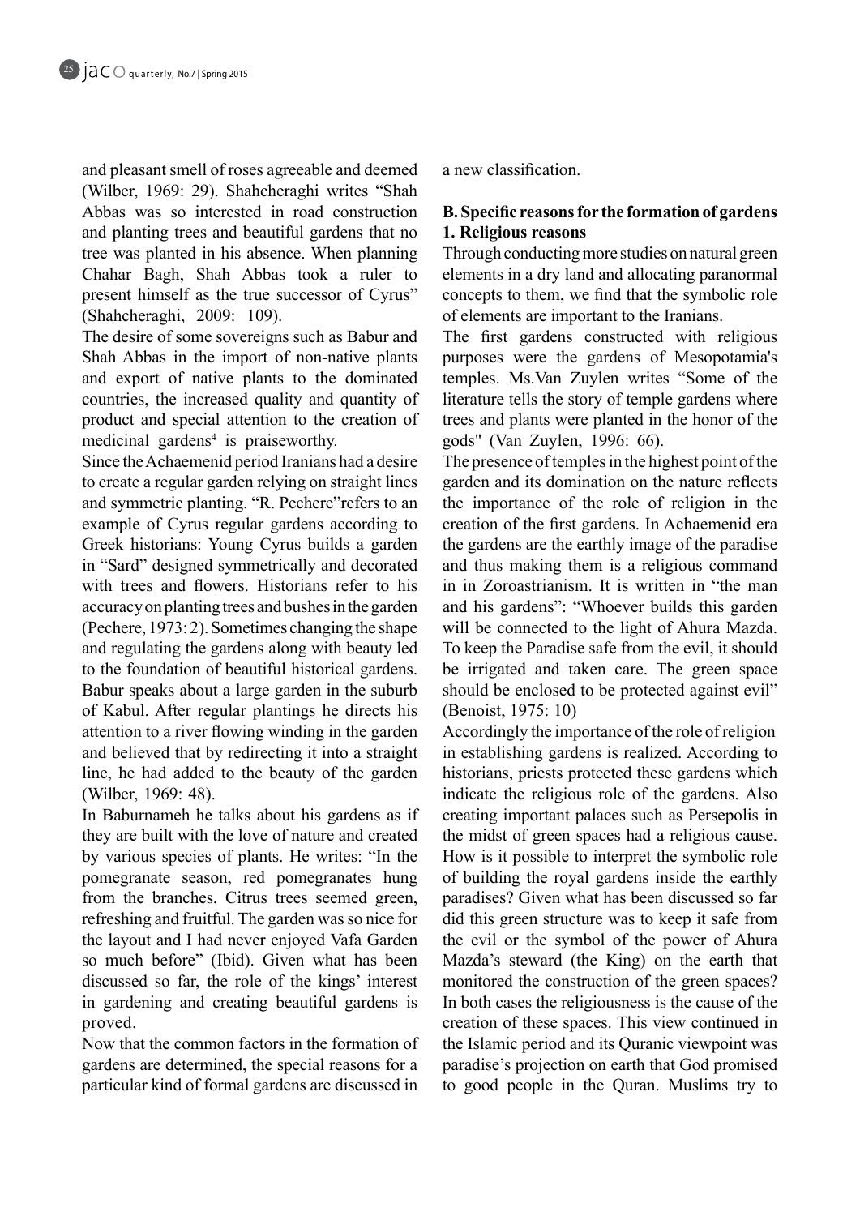and pleasant smell of roses agreeable and deemed (Wilber, 1969: 29). Shahcheraghi writes "Shah Abbas was so interested in road construction and planting trees and beautiful gardens that no tree was planted in his absence. When planning Chahar Bagh, Shah Abbas took a ruler to present himself as the true successor of Cyrus" (Shahcheraghi, 2009: 109).

The desire of some sovereigns such as Babur and Shah Abbas in the import of non-native plants and export of native plants to the dominated countries, the increased quality and quantity of product and special attention to the creation of medicinal gardens[4] is praiseworthy.

Since the Achaemenid period Iranians had a desire to create a regular garden relying on straight lines and symmetric planting. "R. Pechere"refers to an example of Cyrus regular gardens according to Greek historians: Young Cyrus builds a garden in "Sard" designed symmetrically and decorated with trees and flowers. Historians refer to his accuracy on planting trees and bushes in the garden (Pechere, 1973: 2). Sometimes changing the shape and regulating the gardens along with beauty led to the foundation of beautiful historical gardens. Babur speaks about a large garden in the suburb of Kabul. After regular plantings he directs his attention to a river flowing winding in the garden and believed that by redirecting it into a straight line, he had added to the beauty of the garden (Wilber, 1969: 48).

In Baburnameh he talks about his gardens as if they are built with the love of nature and created by various species of plants. He writes: "In the pomegranate season, red pomegranates hung from the branches. Citrus trees seemed green, refreshing and fruitful. The garden was so nice for the layout and I had never enjoyed Vafa Garden so much before" (Ibid). Given what has been discussed so far, the role of the kings' interest in gardening and creating beautiful gardens is proved.

Now that the common factors in the formation of gardens are determined, the special reasons for a particular kind of formal gardens are discussed in a new classification.

**B. Specific reasons for the formation of gardens**

**1. Religious reasons**

Through conducting more studies on natural green elements in a dry land and allocating paranormal concepts to them, we find that the symbolic role of elements are important to the Iranians.

The first gardens constructed with religious purposes were the gardens of Mesopotamia's temples. Ms.Van Zuylen writes "Some of the literature tells the story of temple gardens where trees and plants were planted in the honor of the gods" (Van Zuylen, 1996: 66).

The presence of temples in the highest point of the garden and its domination on the nature reflects the importance of the role of religion in the creation of the first gardens. In Achaemenid era the gardens are the earthly image of the paradise and thus making them is a religious command in in Zoroastrianism. It is written in "the man and his gardens": "Whoever builds this garden will be connected to the light of Ahura Mazda. To keep the Paradise safe from the evil, it should be irrigated and taken care. The green space should be enclosed to be protected against evil" (Benoist, 1975: 10)

Accordingly the importance of the role of religion in establishing gardens is realized. According to historians, priests protected these gardens which indicate the religious role of the gardens. Also creating important palaces such as Persepolis in the midst of green spaces had a religious cause. How is it possible to interpret the symbolic role of building the royal gardens inside the earthly paradises? Given what has been discussed so far did this green structure was to keep it safe from the evil or the symbol of the power of Ahura Mazda's steward (the King) on the earth that monitored the construction of the green spaces? In both cases the religiousness is the cause of the creation of these spaces. This view continued in the Islamic period and its Quranic viewpoint was paradise's projection on earth that God promised to good people in the Quran. Muslims try to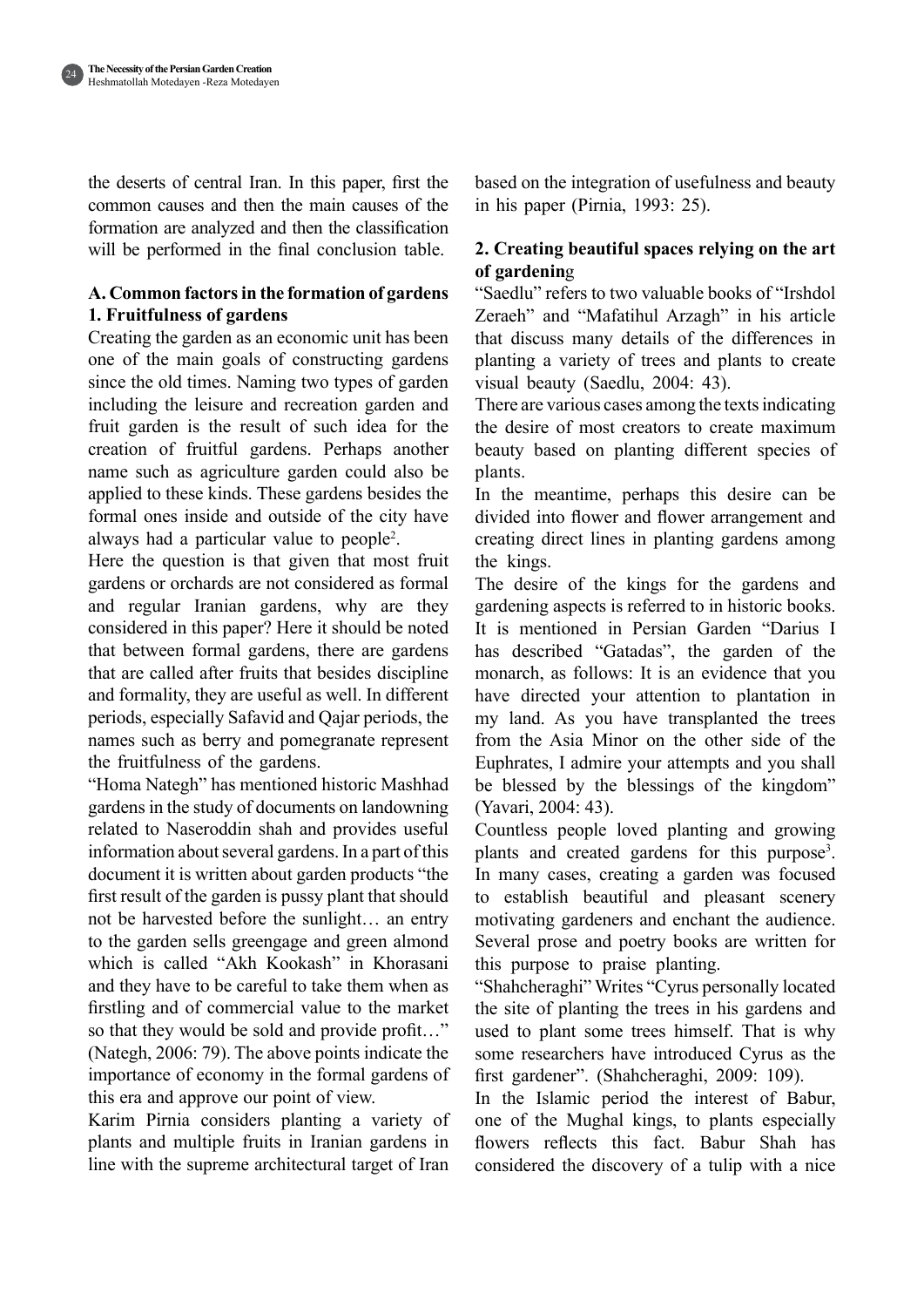the deserts of central Iran. In this paper, first the common causes and then the main causes of the formation are analyzed and then the classification will be performed in the final conclusion table.

### A. Common factors in the formation of gardens

#### 1. Fruitfulness of gardens

Creating the garden as an economic unit has been one of the main goals of constructing gardens since the old times. Naming two types of garden including the leisure and recreation garden and fruit garden is the result of such idea for the creation of fruitful gardens. Perhaps another name such as agriculture garden could also be applied to these kinds. These gardens besides the formal ones inside and outside of the city have always had a particular value to people[2].

Here the question is that given that most fruit gardens or orchards are not considered as formal and regular Iranian gardens, why are they considered in this paper? Here it should be noted that between formal gardens, there are gardens that are called after fruits that besides discipline and formality, they are useful as well. In different periods, especially Safavid and Qajar periods, the names such as berry and pomegranate represent the fruitfulness of the gardens.

"Homa Nategh" has mentioned historic Mashhad gardens in the study of documents on landowning related to Naseroddin shah and provides useful information about several gardens. In a part of this document it is written about garden products "the first result of the garden is pussy plant that should not be harvested before the sunlight… an entry to the garden sells greengage and green almond which is called "Akh Kookash" in Khorasani and they have to be careful to take them when as firstling and of commercial value to the market so that they would be sold and provide profit…" (Nategh, 2006: 79). The above points indicate the importance of economy in the formal gardens of this era and approve our point of view.

Karim Pirnia considers planting a variety of plants and multiple fruits in Iranian gardens in line with the supreme architectural target of Iran based on the integration of usefulness and beauty in his paper (Pirnia, 1993: 25).

#### 2. Creating beautiful spaces relying on the art of gardening

"Saedlu" refers to two valuable books of "Irshdol Zeraeh" and "Mafatihul Arzagh" in his article that discuss many details of the differences in planting a variety of trees and plants to create visual beauty (Saedlu, 2004: 43).

There are various cases among the texts indicating the desire of most creators to create maximum beauty based on planting different species of plants.

In the meantime, perhaps this desire can be divided into flower and flower arrangement and creating direct lines in planting gardens among the kings.

The desire of the kings for the gardens and gardening aspects is referred to in historic books. It is mentioned in Persian Garden "Darius I has described "Gatadas", the garden of the monarch, as follows: It is an evidence that you have directed your attention to plantation in my land. As you have transplanted the trees from the Asia Minor on the other side of the Euphrates, I admire your attempts and you shall be blessed by the blessings of the kingdom" (Yavari, 2004: 43).

Countless people loved planting and growing plants and created gardens for this purpose[3]. In many cases, creating a garden was focused to establish beautiful and pleasant scenery motivating gardeners and enchant the audience. Several prose and poetry books are written for this purpose to praise planting.

"Shahcheraghi" Writes "Cyrus personally located the site of planting the trees in his gardens and used to plant some trees himself. That is why some researchers have introduced Cyrus as the first gardener". (Shahcheraghi, 2009: 109).

In the Islamic period the interest of Babur, one of the Mughal kings, to plants especially flowers reflects this fact. Babur Shah has considered the discovery of a tulip with a nice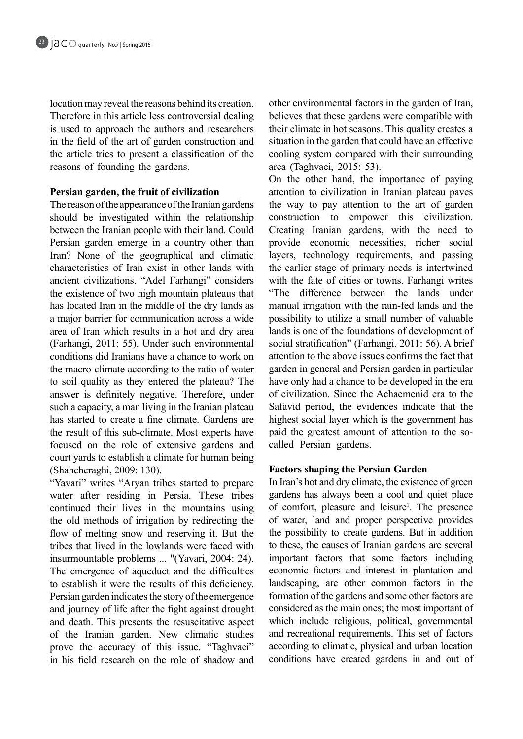location may reveal the reasons behind its creation. Therefore in this article less controversial dealing is used to approach the authors and researchers in the field of the art of garden construction and the article tries to present a classification of the reasons of founding the gardens.

## Persian garden, the fruit of civilization

The reason of the appearance of the Iranian gardens should be investigated within the relationship between the Iranian people with their land. Could Persian garden emerge in a country other than Iran? None of the geographical and climatic characteristics of Iran exist in other lands with ancient civilizations. "Adel Farhangi" considers the existence of two high mountain plateaus that has located Iran in the middle of the dry lands as a major barrier for communication across a wide area of Iran which results in a hot and dry area (Farhangi, 2011: 55). Under such environmental conditions did Iranians have a chance to work on the macro-climate according to the ratio of water to soil quality as they entered the plateau? The answer is definitely negative. Therefore, under such a capacity, a man living in the Iranian plateau has started to create a fine climate. Gardens are the result of this sub-climate. Most experts have focused on the role of extensive gardens and court yards to establish a climate for human being (Shahcheraghi, 2009: 130).

"Yavari" writes "Aryan tribes started to prepare water after residing in Persia. These tribes continued their lives in the mountains using the old methods of irrigation by redirecting the flow of melting snow and reserving it. But the tribes that lived in the lowlands were faced with insurmountable problems ... "(Yavari, 2004: 24). The emergence of aqueduct and the difficulties to establish it were the results of this deficiency. Persian garden indicates the story of the emergence and journey of life after the fight against drought and death. This presents the resuscitative aspect of the Iranian garden. New climatic studies prove the accuracy of this issue. "Taghvaei" in his field research on the role of shadow and other environmental factors in the garden of Iran, believes that these gardens were compatible with their climate in hot seasons. This quality creates a situation in the garden that could have an effective cooling system compared with their surrounding area (Taghvaei, 2015: 53).

On the other hand, the importance of paying attention to civilization in Iranian plateau paves the way to pay attention to the art of garden construction to empower this civilization. Creating Iranian gardens, with the need to provide economic necessities, richer social layers, technology requirements, and passing the earlier stage of primary needs is intertwined with the fate of cities or towns. Farhangi writes "The difference between the lands under manual irrigation with the rain-fed lands and the possibility to utilize a small number of valuable lands is one of the foundations of development of social stratification" (Farhangi, 2011: 56). A brief attention to the above issues confirms the fact that garden in general and Persian garden in particular have only had a chance to be developed in the era of civilization. Since the Achaemenid era to the Safavid period, the evidences indicate that the highest social layer which is the government has paid the greatest amount of attention to the so-called Persian gardens.

## Factors shaping the Persian Garden

In Iran's hot and dry climate, the existence of green gardens has always been a cool and quiet place of comfort, pleasure and leisure[1]. The presence of water, land and proper perspective provides the possibility to create gardens. But in addition to these, the causes of Iranian gardens are several important factors that some factors including economic factors and interest in plantation and landscaping, are other common factors in the formation of the gardens and some other factors are considered as the main ones; the most important of which include religious, political, governmental and recreational requirements. This set of factors according to climatic, physical and urban location conditions have created gardens in and out of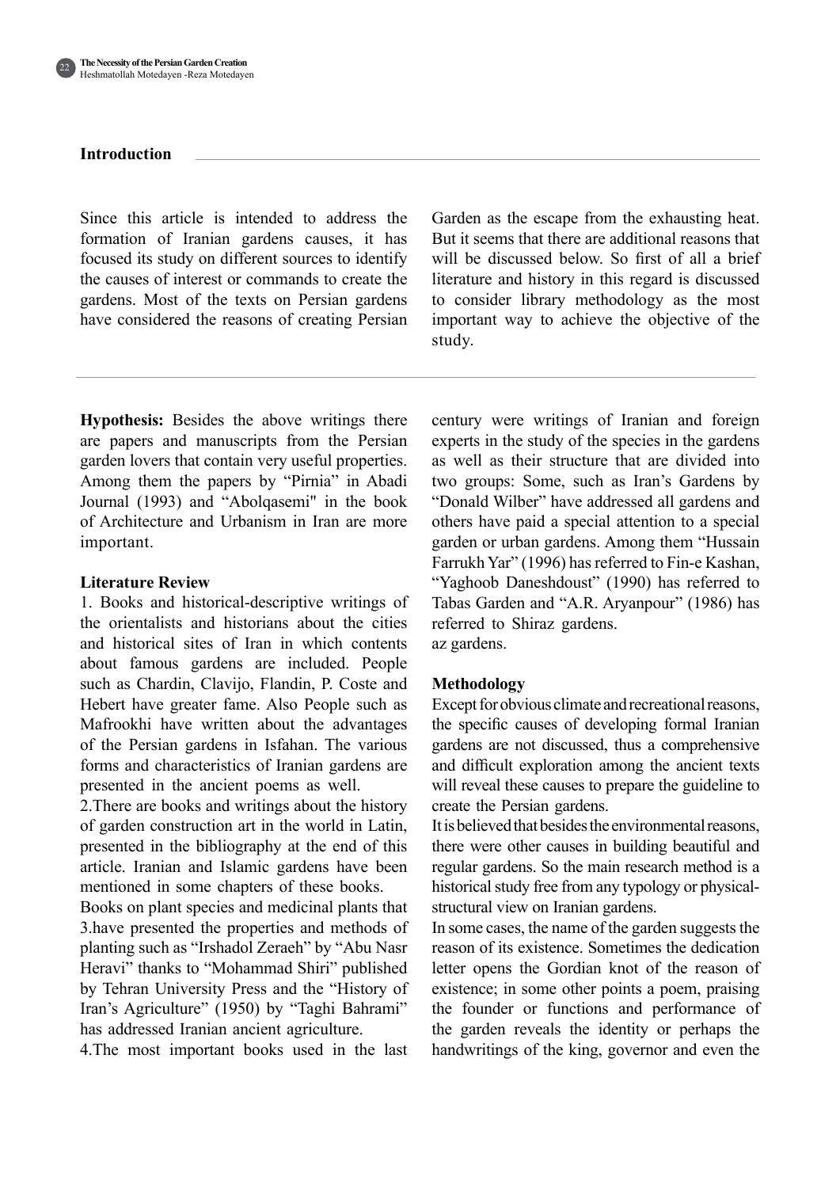## Introduction

Since this article is intended to address the formation of Iranian gardens causes, it has focused its study on different sources to identify the causes of interest or commands to create the gardens. Most of the texts on Persian gardens have considered the reasons of creating Persian Garden as the escape from the exhausting heat. But it seems that there are additional reasons that will be discussed below. So first of all a brief literature and history in this regard is discussed to consider library methodology as the most important way to achieve the objective of the study.

**Hypothesis:** Besides the above writings there are papers and manuscripts from the Persian garden lovers that contain very useful properties. Among them the papers by "Pirnia" in Abadi Journal (1993) and "Abolqasemi" in the book of Architecture and Urbanism in Iran are more important.

### Literature Review

1. Books and historical-descriptive writings of the orientalists and historians about the cities and historical sites of Iran in which contents about famous gardens are included. People such as Chardin, Clavijo, Flandin, P. Coste and Hebert have greater fame. Also People such as Mafrookhi have written about the advantages of the Persian gardens in Isfahan. The various forms and characteristics of Iranian gardens are presented in the ancient poems as well.

2.There are books and writings about the history of garden construction art in the world in Latin, presented in the bibliography at the end of this article. Iranian and Islamic gardens have been mentioned in some chapters of these books.

Books on plant species and medicinal plants that 3.have presented the properties and methods of planting such as "Irshadol Zeraeh" by "Abu Nasr Heravi" thanks to "Mohammad Shiri" published by Tehran University Press and the "History of Iran's Agriculture" (1950) by "Taghi Bahrami" has addressed Iranian ancient agriculture.

4.The most important books used in the last century were writings of Iranian and foreign experts in the study of the species in the gardens as well as their structure that are divided into two groups: Some, such as Iran's Gardens by "Donald Wilber" have addressed all gardens and others have paid a special attention to a special garden or urban gardens. Among them "Hussain Farrukh Yar" (1996) has referred to Fin-e Kashan, "Yaghoob Daneshdoust" (1990) has referred to Tabas Garden and "A.R. Aryanpour" (1986) has referred to Shiraz gardens.
az gardens.

### Methodology

Except for obvious climate and recreational reasons, the specific causes of developing formal Iranian gardens are not discussed, thus a comprehensive and difficult exploration among the ancient texts will reveal these causes to prepare the guideline to create the Persian gardens.

It is believed that besides the environmental reasons, there were other causes in building beautiful and regular gardens. So the main research method is a historical study free from any typology or physical-structural view on Iranian gardens.

In some cases, the name of the garden suggests the reason of its existence. Sometimes the dedication letter opens the Gordian knot of the reason of existence; in some other points a poem, praising the founder or functions and performance of the garden reveals the identity or perhaps the handwritings of the king, governor and even the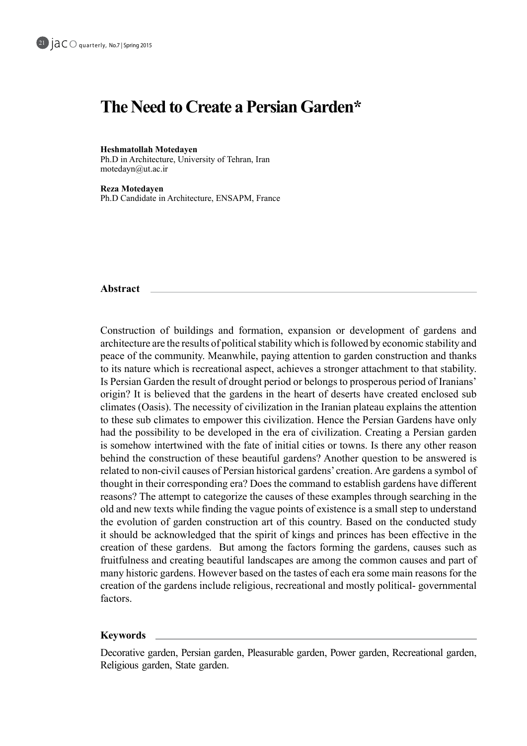# The Need to Create a Persian Garden*

**Heshmatollah Motedayen**
Ph.D in Architecture, University of Tehran, Iran
motedayn@ut.ac.ir

**Reza Motedayen**
Ph.D Candidate in Architecture, ENSAPM, France

## Abstract

Construction of buildings and formation, expansion or development of gardens and architecture are the results of political stability which is followed by economic stability and peace of the community. Meanwhile, paying attention to garden construction and thanks to its nature which is recreational aspect, achieves a stronger attachment to that stability. Is Persian Garden the result of drought period or belongs to prosperous period of Iranians' origin? It is believed that the gardens in the heart of deserts have created enclosed sub climates (Oasis). The necessity of civilization in the Iranian plateau explains the attention to these sub climates to empower this civilization. Hence the Persian Gardens have only had the possibility to be developed in the era of civilization. Creating a Persian garden is somehow intertwined with the fate of initial cities or towns. Is there any other reason behind the construction of these beautiful gardens? Another question to be answered is related to non-civil causes of Persian historical gardens' creation. Are gardens a symbol of thought in their corresponding era? Does the command to establish gardens have different reasons? The attempt to categorize the causes of these examples through searching in the old and new texts while finding the vague points of existence is a small step to understand the evolution of garden construction art of this country. Based on the conducted study it should be acknowledged that the spirit of kings and princes has been effective in the creation of these gardens. But among the factors forming the gardens, causes such as fruitfulness and creating beautiful landscapes are among the common causes and part of many historic gardens. However based on the tastes of each era some main reasons for the creation of the gardens include religious, recreational and mostly political- governmental factors.

## Keywords

Decorative garden, Persian garden, Pleasurable garden, Power garden, Recreational garden, Religious garden, State garden.